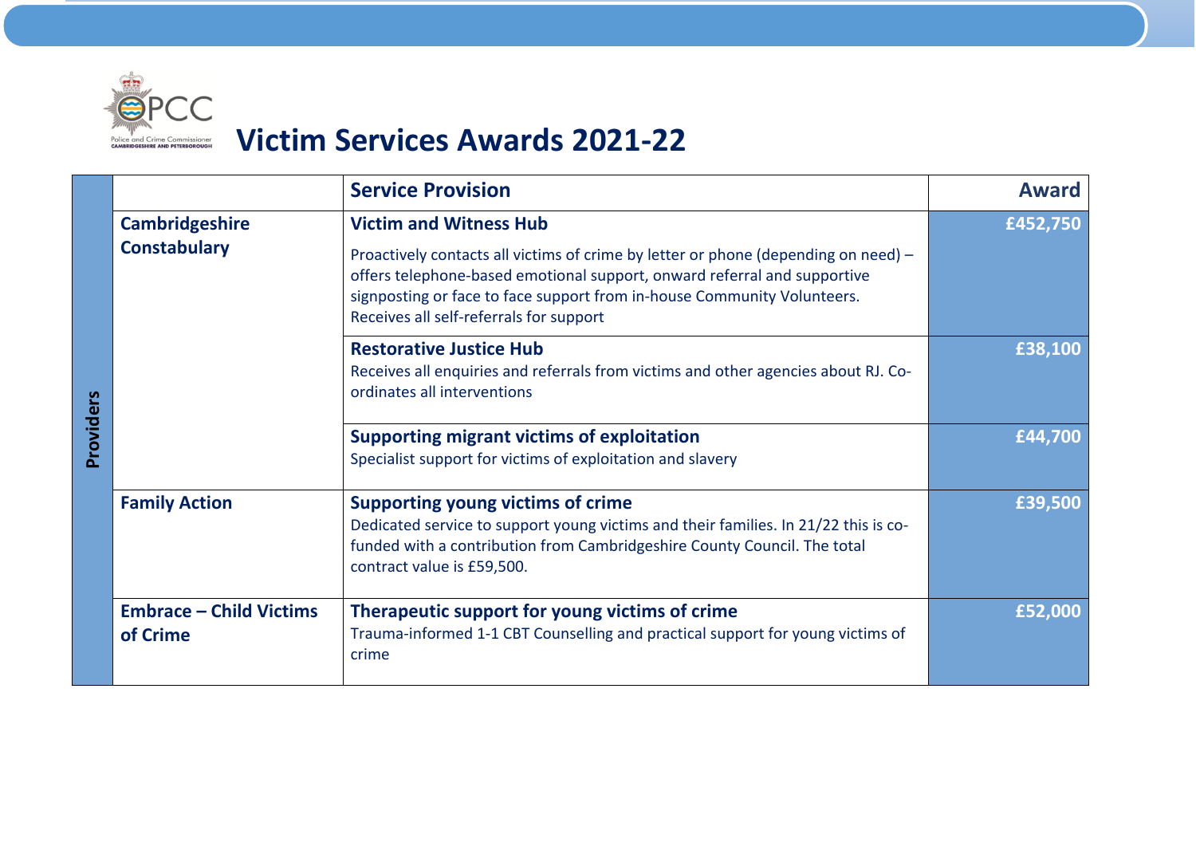# Victim Services Awards 2021-22

| Providers | | Service Provision | Award |
|---|---|---|---|
| | **Cambridgeshire Constabulary** | **Victim and Witness Hub**<br>Proactively contacts all victims of crime by letter or phone (depending on need) – offers telephone-based emotional support, onward referral and supportive signposting or face to face support from in-house Community Volunteers. Receives all self-referrals for support | £452,750 |
| | | **Restorative Justice Hub**<br>Receives all enquiries and referrals from victims and other agencies about RJ. Co-ordinates all interventions | £38,100 |
| | | **Supporting migrant victims of exploitation**<br>Specialist support for victims of exploitation and slavery | £44,700 |
| | **Family Action** | **Supporting young victims of crime**<br>Dedicated service to support young victims and their families. In 21/22 this is co-funded with a contribution from Cambridgeshire County Council. The total contract value is £59,500. | £39,500 |
| | **Embrace – Child Victims of Crime** | **Therapeutic support for young victims of crime**<br>Trauma-informed 1-1 CBT Counselling and practical support for young victims of crime | £52,000 |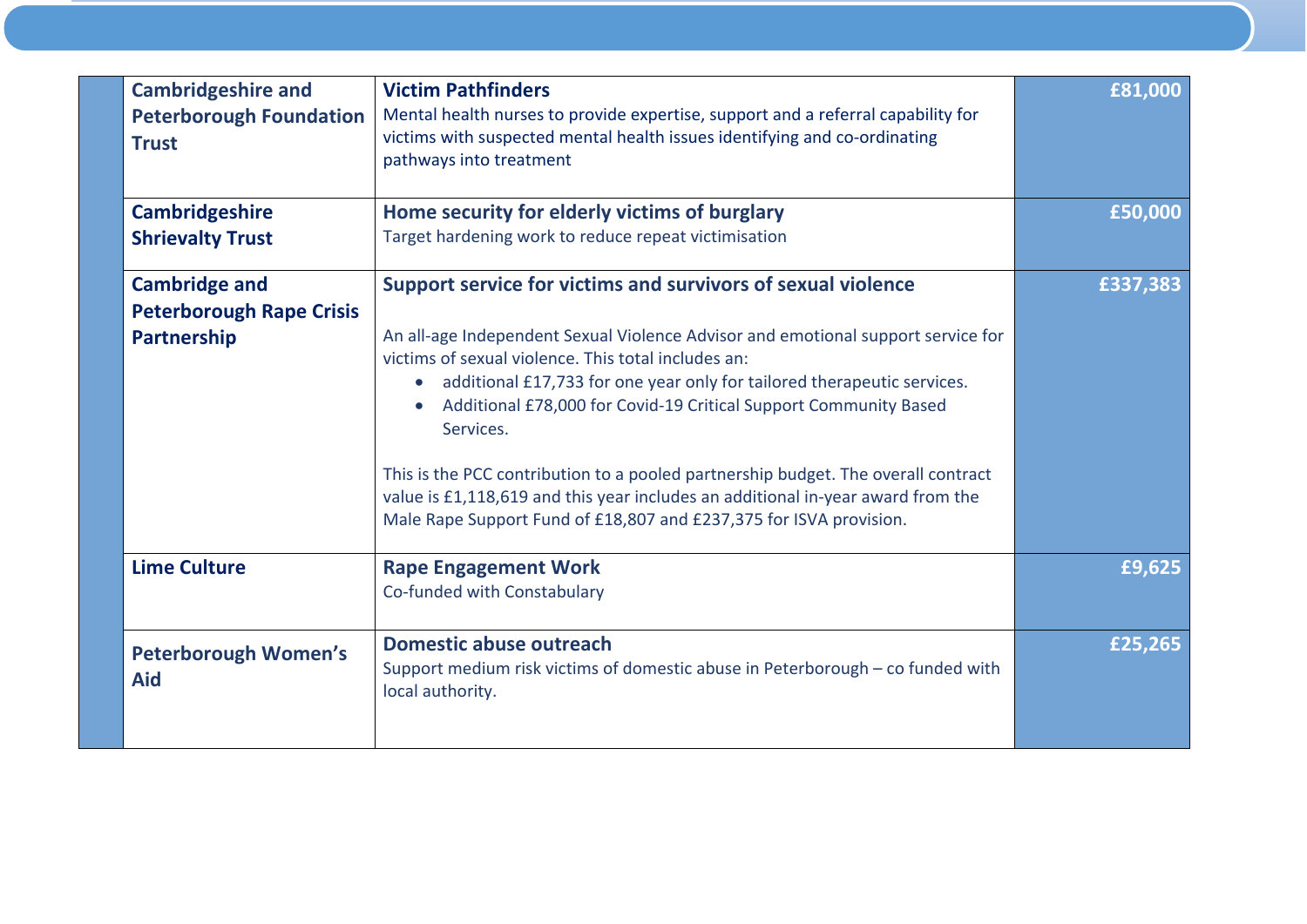| | Organisation | Service | Amount |
|---|---|---|---|
| | **Cambridgeshire and Peterborough Foundation Trust** | **Victim Pathfinders**<br>Mental health nurses to provide expertise, support and a referral capability for victims with suspected mental health issues identifying and co-ordinating pathways into treatment | **£81,000** |
| | **Cambridgeshire Shrievalty Trust** | **Home security for elderly victims of burglary**<br>Target hardening work to reduce repeat victimisation | **£50,000** |
| | **Cambridge and Peterborough Rape Crisis Partnership** | **Support service for victims and survivors of sexual violence**<br><br>An all-age Independent Sexual Violence Advisor and emotional support service for victims of sexual violence. This total includes an:<br>• additional £17,733 for one year only for tailored therapeutic services.<br>• Additional £78,000 for Covid-19 Critical Support Community Based Services.<br><br>This is the PCC contribution to a pooled partnership budget. The overall contract value is £1,118,619 and this year includes an additional in-year award from the Male Rape Support Fund of £18,807 and £237,375 for ISVA provision. | **£337,383** |
| | **Lime Culture** | **Rape Engagement Work**<br>Co-funded with Constabulary | **£9,625** |
| | **Peterborough Women's Aid** | **Domestic abuse outreach**<br>Support medium risk victims of domestic abuse in Peterborough – co funded with local authority. | **£25,265** |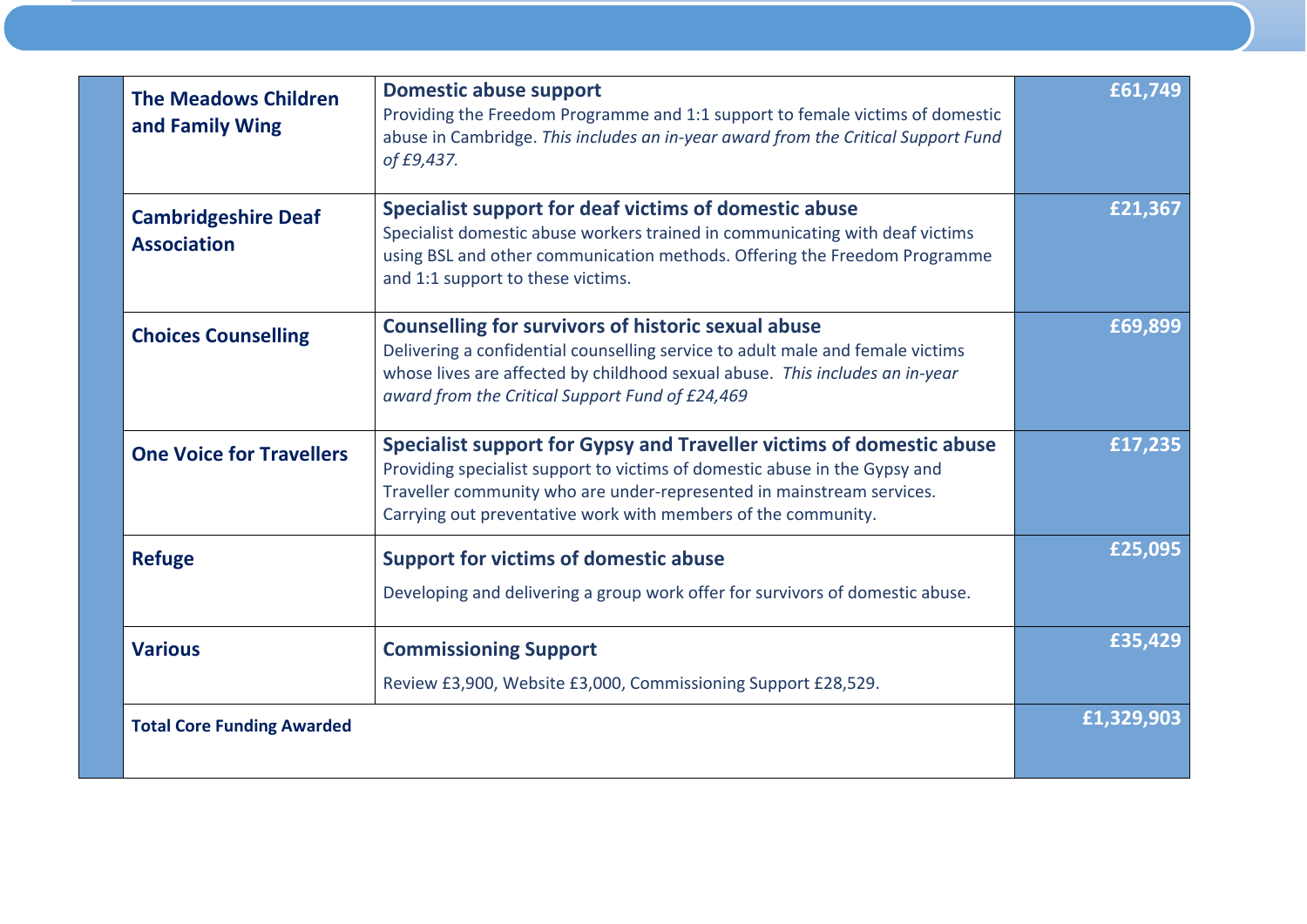| Organisation | Service | Amount |
|---|---|---|
| **The Meadows Children and Family Wing** | **Domestic abuse support**<br>Providing the Freedom Programme and 1:1 support to female victims of domestic abuse in Cambridge. *This includes an in-year award from the Critical Support Fund of £9,437.* | **£61,749** |
| **Cambridgeshire Deaf Association** | **Specialist support for deaf victims of domestic abuse**<br>Specialist domestic abuse workers trained in communicating with deaf victims using BSL and other communication methods. Offering the Freedom Programme and 1:1 support to these victims. | **£21,367** |
| **Choices Counselling** | **Counselling for survivors of historic sexual abuse**<br>Delivering a confidential counselling service to adult male and female victims whose lives are affected by childhood sexual abuse. *This includes an in-year award from the Critical Support Fund of £24,469* | **£69,899** |
| **One Voice for Travellers** | **Specialist support for Gypsy and Traveller victims of domestic abuse**<br>Providing specialist support to victims of domestic abuse in the Gypsy and Traveller community who are under-represented in mainstream services. Carrying out preventative work with members of the community. | **£17,235** |
| **Refuge** | **Support for victims of domestic abuse**<br>Developing and delivering a group work offer for survivors of domestic abuse. | **£25,095** |
| **Various** | **Commissioning Support**<br>Review £3,900, Website £3,000, Commissioning Support £28,529. | **£35,429** |
| **Total Core Funding Awarded** | | **£1,329,903** |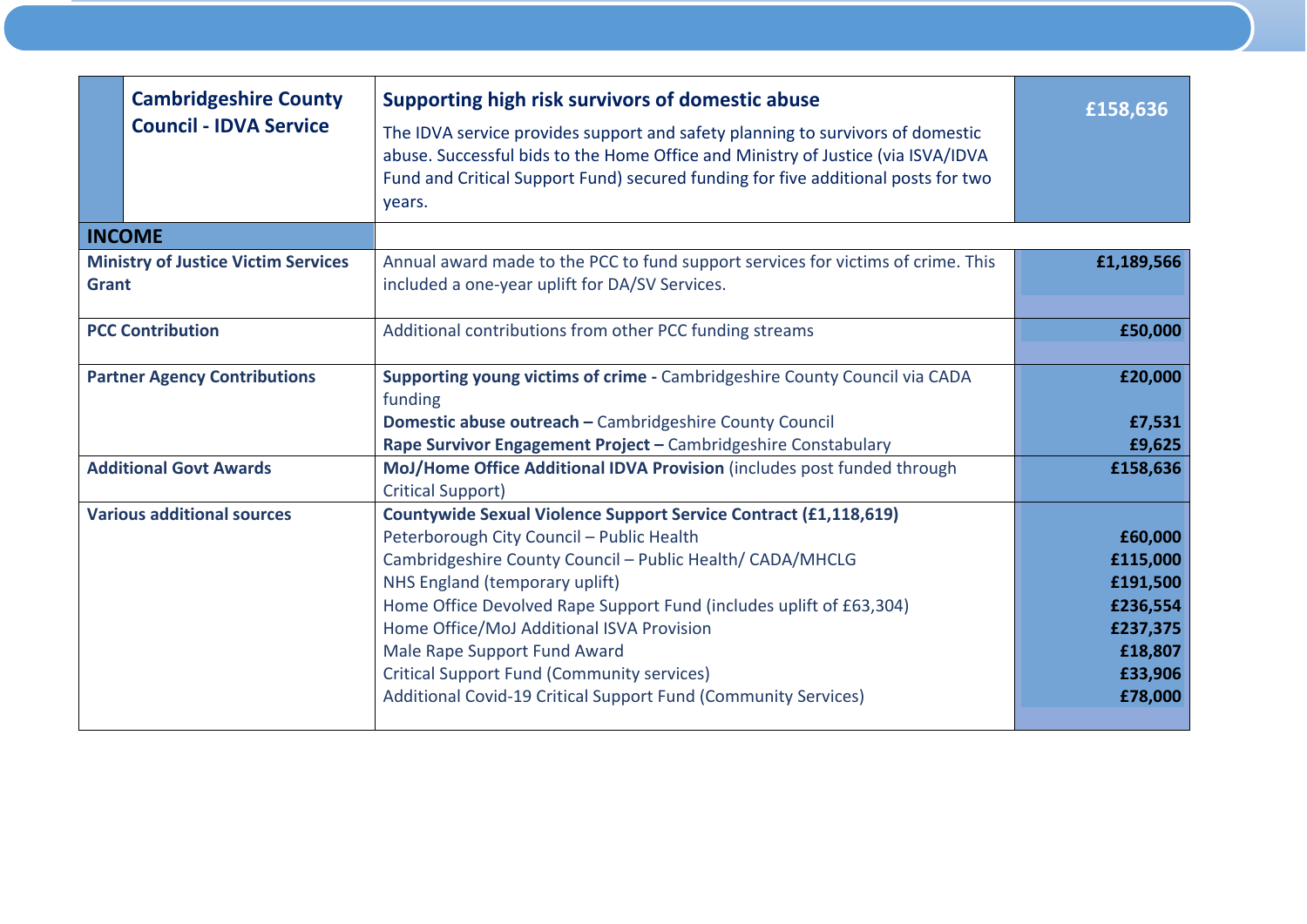| | | |
|---|---|---|
| **Cambridgeshire County Council - IDVA Service** | **Supporting high risk survivors of domestic abuse**<br>The IDVA service provides support and safety planning to survivors of domestic abuse. Successful bids to the Home Office and Ministry of Justice (via ISVA/IDVA Fund and Critical Support Fund) secured funding for five additional posts for two years. | **£158,636** |
| **INCOME** | | |
| **Ministry of Justice Victim Services Grant** | Annual award made to the PCC to fund support services for victims of crime. This included a one-year uplift for DA/SV Services. | **£1,189,566** |
| **PCC Contribution** | Additional contributions from other PCC funding streams | **£50,000** |
| **Partner Agency Contributions** | **Supporting young victims of crime -** Cambridgeshire County Council via CADA funding<br>**Domestic abuse outreach –** Cambridgeshire County Council<br>**Rape Survivor Engagement Project –** Cambridgeshire Constabulary | **£20,000**<br><br>**£7,531**<br>**£9,625** |
| **Additional Govt Awards** | **MoJ/Home Office Additional IDVA Provision** (includes post funded through Critical Support) | **£158,636** |
| **Various additional sources** | **Countywide Sexual Violence Support Service Contract (£1,118,619)**<br>Peterborough City Council – Public Health<br>Cambridgeshire County Council – Public Health/ CADA/MHCLG<br>NHS England (temporary uplift)<br>Home Office Devolved Rape Support Fund (includes uplift of £63,304)<br>Home Office/MoJ Additional ISVA Provision<br>Male Rape Support Fund Award<br>Critical Support Fund (Community services)<br>Additional Covid-19 Critical Support Fund (Community Services) | <br>**£60,000**<br>**£115,000**<br>**£191,500**<br>**£236,554**<br>**£237,375**<br>**£18,807**<br>**£33,906**<br>**£78,000** |